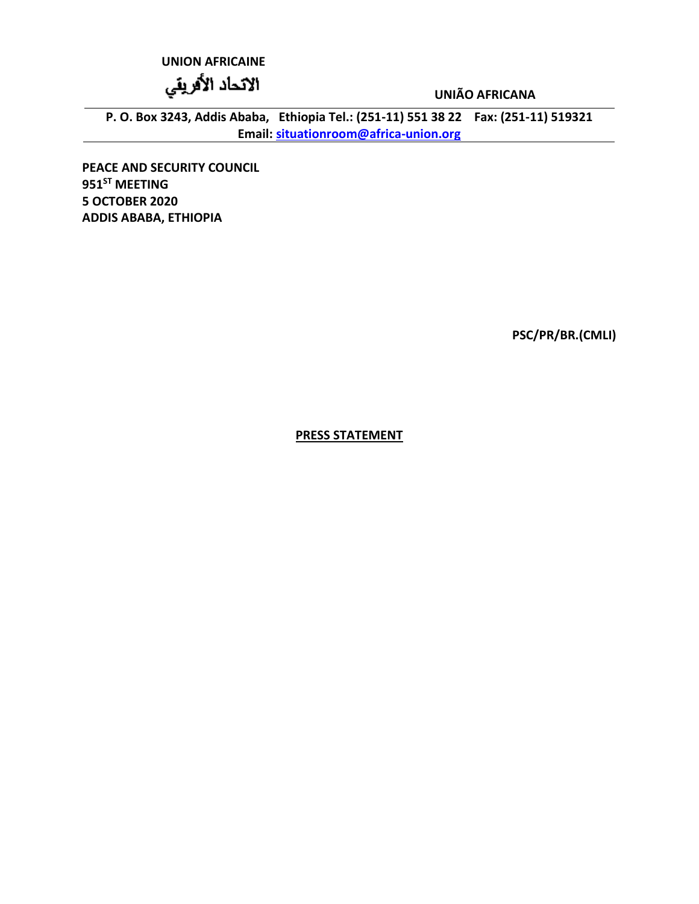**UNION AFRICAINE**

**الاتحاد الأفريقي**

**UNIÃO AFRICANA**

**P. O. Box 3243, Addis Ababa, Ethiopia Tel.: (251-11) 551 38 22 Fax: (251-11) 519321**
**Email: situationroom@africa-union.org**

**PEACE AND SECURITY COUNCIL**
**951ST MEETING**
**5 OCTOBER 2020**
**ADDIS ABABA, ETHIOPIA**

**PSC/PR/BR.(CMLI)**

**PRESS STATEMENT**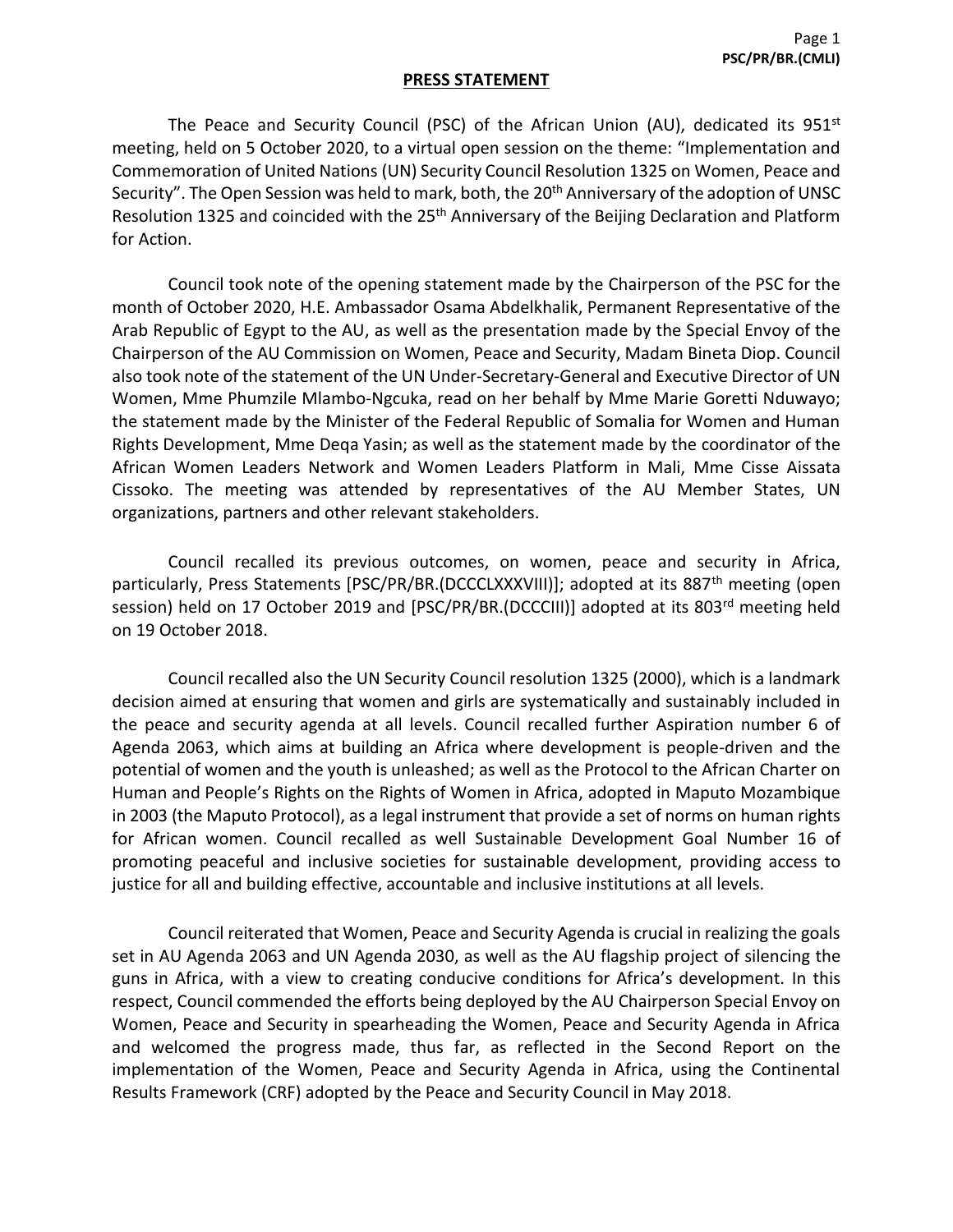## PRESS STATEMENT

The Peace and Security Council (PSC) of the African Union (AU), dedicated its 951st meeting, held on 5 October 2020, to a virtual open session on the theme: "Implementation and Commemoration of United Nations (UN) Security Council Resolution 1325 on Women, Peace and Security". The Open Session was held to mark, both, the 20th Anniversary of the adoption of UNSC Resolution 1325 and coincided with the 25th Anniversary of the Beijing Declaration and Platform for Action.

Council took note of the opening statement made by the Chairperson of the PSC for the month of October 2020, H.E. Ambassador Osama Abdelkhalik, Permanent Representative of the Arab Republic of Egypt to the AU, as well as the presentation made by the Special Envoy of the Chairperson of the AU Commission on Women, Peace and Security, Madam Bineta Diop. Council also took note of the statement of the UN Under-Secretary-General and Executive Director of UN Women, Mme Phumzile Mlambo-Ngcuka, read on her behalf by Mme Marie Goretti Nduwayo; the statement made by the Minister of the Federal Republic of Somalia for Women and Human Rights Development, Mme Deqa Yasin; as well as the statement made by the coordinator of the African Women Leaders Network and Women Leaders Platform in Mali, Mme Cisse Aissata Cissoko. The meeting was attended by representatives of the AU Member States, UN organizations, partners and other relevant stakeholders.

Council recalled its previous outcomes, on women, peace and security in Africa, particularly, Press Statements [PSC/PR/BR.(DCCCLXXXVIII)]; adopted at its 887th meeting (open session) held on 17 October 2019 and [PSC/PR/BR.(DCCCIII)] adopted at its 803rd meeting held on 19 October 2018.

Council recalled also the UN Security Council resolution 1325 (2000), which is a landmark decision aimed at ensuring that women and girls are systematically and sustainably included in the peace and security agenda at all levels. Council recalled further Aspiration number 6 of Agenda 2063, which aims at building an Africa where development is people-driven and the potential of women and the youth is unleashed; as well as the Protocol to the African Charter on Human and People's Rights on the Rights of Women in Africa, adopted in Maputo Mozambique in 2003 (the Maputo Protocol), as a legal instrument that provide a set of norms on human rights for African women. Council recalled as well Sustainable Development Goal Number 16 of promoting peaceful and inclusive societies for sustainable development, providing access to justice for all and building effective, accountable and inclusive institutions at all levels.

Council reiterated that Women, Peace and Security Agenda is crucial in realizing the goals set in AU Agenda 2063 and UN Agenda 2030, as well as the AU flagship project of silencing the guns in Africa, with a view to creating conducive conditions for Africa's development. In this respect, Council commended the efforts being deployed by the AU Chairperson Special Envoy on Women, Peace and Security in spearheading the Women, Peace and Security Agenda in Africa and welcomed the progress made, thus far, as reflected in the Second Report on the implementation of the Women, Peace and Security Agenda in Africa, using the Continental Results Framework (CRF) adopted by the Peace and Security Council in May 2018.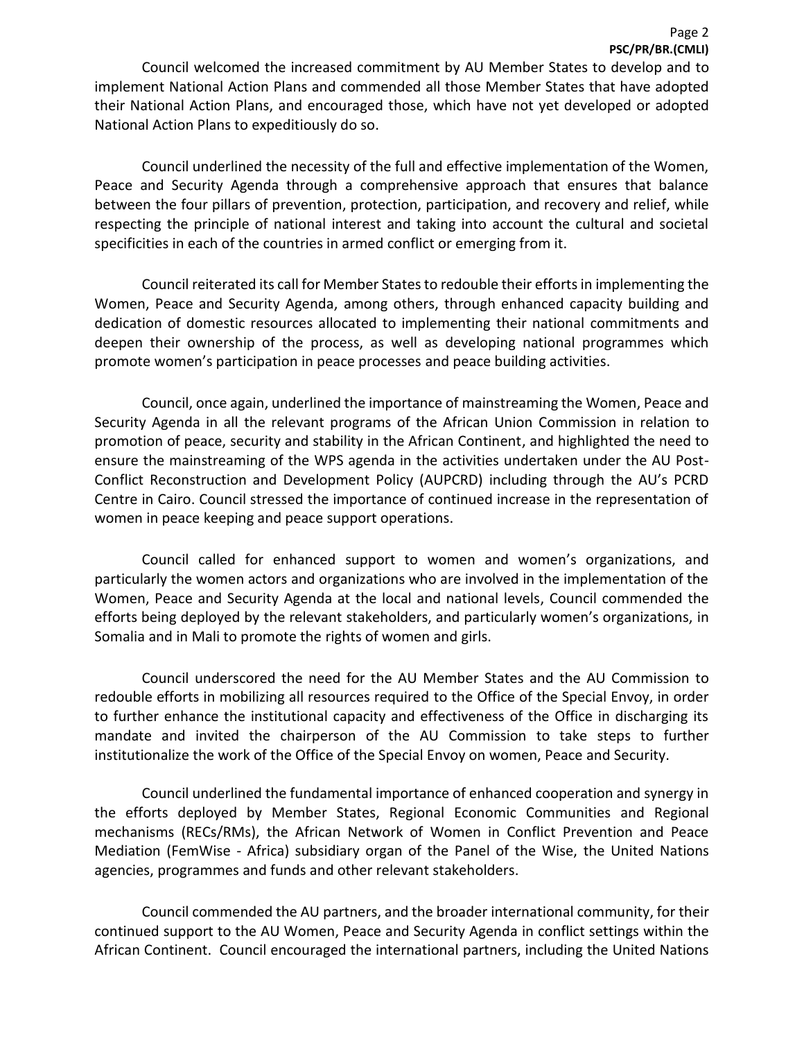Council welcomed the increased commitment by AU Member States to develop and to implement National Action Plans and commended all those Member States that have adopted their National Action Plans, and encouraged those, which have not yet developed or adopted National Action Plans to expeditiously do so.

Council underlined the necessity of the full and effective implementation of the Women, Peace and Security Agenda through a comprehensive approach that ensures that balance between the four pillars of prevention, protection, participation, and recovery and relief, while respecting the principle of national interest and taking into account the cultural and societal specificities in each of the countries in armed conflict or emerging from it.

Council reiterated its call for Member States to redouble their efforts in implementing the Women, Peace and Security Agenda, among others, through enhanced capacity building and dedication of domestic resources allocated to implementing their national commitments and deepen their ownership of the process, as well as developing national programmes which promote women's participation in peace processes and peace building activities.

Council, once again, underlined the importance of mainstreaming the Women, Peace and Security Agenda in all the relevant programs of the African Union Commission in relation to promotion of peace, security and stability in the African Continent, and highlighted the need to ensure the mainstreaming of the WPS agenda in the activities undertaken under the AU Post-Conflict Reconstruction and Development Policy (AUPCRD) including through the AU's PCRD Centre in Cairo. Council stressed the importance of continued increase in the representation of women in peace keeping and peace support operations.

Council called for enhanced support to women and women's organizations, and particularly the women actors and organizations who are involved in the implementation of the Women, Peace and Security Agenda at the local and national levels, Council commended the efforts being deployed by the relevant stakeholders, and particularly women's organizations, in Somalia and in Mali to promote the rights of women and girls.

Council underscored the need for the AU Member States and the AU Commission to redouble efforts in mobilizing all resources required to the Office of the Special Envoy, in order to further enhance the institutional capacity and effectiveness of the Office in discharging its mandate and invited the chairperson of the AU Commission to take steps to further institutionalize the work of the Office of the Special Envoy on women, Peace and Security.

Council underlined the fundamental importance of enhanced cooperation and synergy in the efforts deployed by Member States, Regional Economic Communities and Regional mechanisms (RECs/RMs), the African Network of Women in Conflict Prevention and Peace Mediation (FemWise - Africa) subsidiary organ of the Panel of the Wise, the United Nations agencies, programmes and funds and other relevant stakeholders.

Council commended the AU partners, and the broader international community, for their continued support to the AU Women, Peace and Security Agenda in conflict settings within the African Continent. Council encouraged the international partners, including the United Nations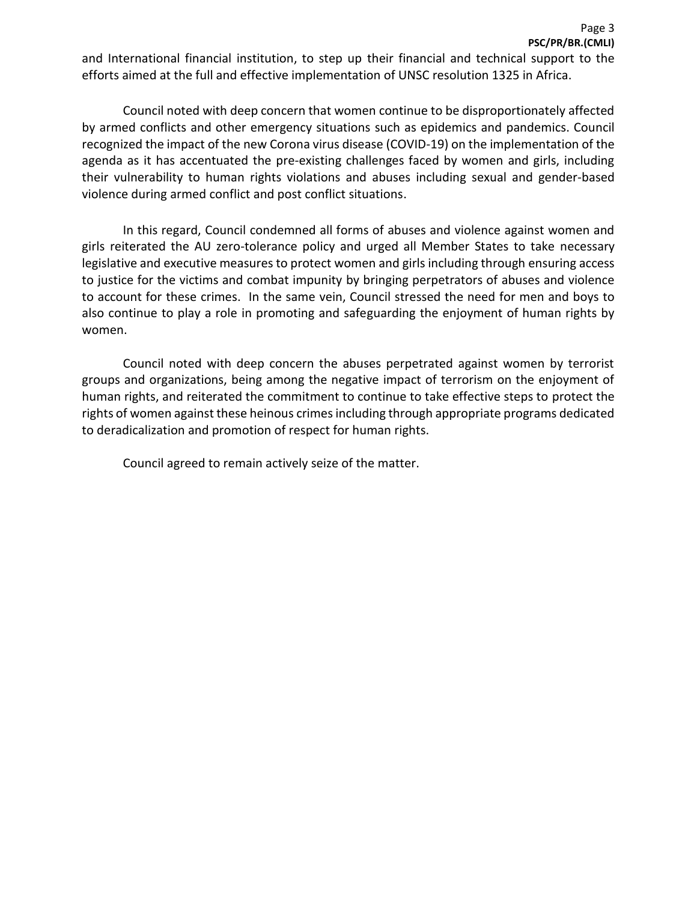and International financial institution, to step up their financial and technical support to the efforts aimed at the full and effective implementation of UNSC resolution 1325 in Africa.

Council noted with deep concern that women continue to be disproportionately affected by armed conflicts and other emergency situations such as epidemics and pandemics. Council recognized the impact of the new Corona virus disease (COVID-19) on the implementation of the agenda as it has accentuated the pre-existing challenges faced by women and girls, including their vulnerability to human rights violations and abuses including sexual and gender-based violence during armed conflict and post conflict situations.

In this regard, Council condemned all forms of abuses and violence against women and girls reiterated the AU zero-tolerance policy and urged all Member States to take necessary legislative and executive measures to protect women and girls including through ensuring access to justice for the victims and combat impunity by bringing perpetrators of abuses and violence to account for these crimes. In the same vein, Council stressed the need for men and boys to also continue to play a role in promoting and safeguarding the enjoyment of human rights by women.

Council noted with deep concern the abuses perpetrated against women by terrorist groups and organizations, being among the negative impact of terrorism on the enjoyment of human rights, and reiterated the commitment to continue to take effective steps to protect the rights of women against these heinous crimes including through appropriate programs dedicated to deradicalization and promotion of respect for human rights.

Council agreed to remain actively seize of the matter.